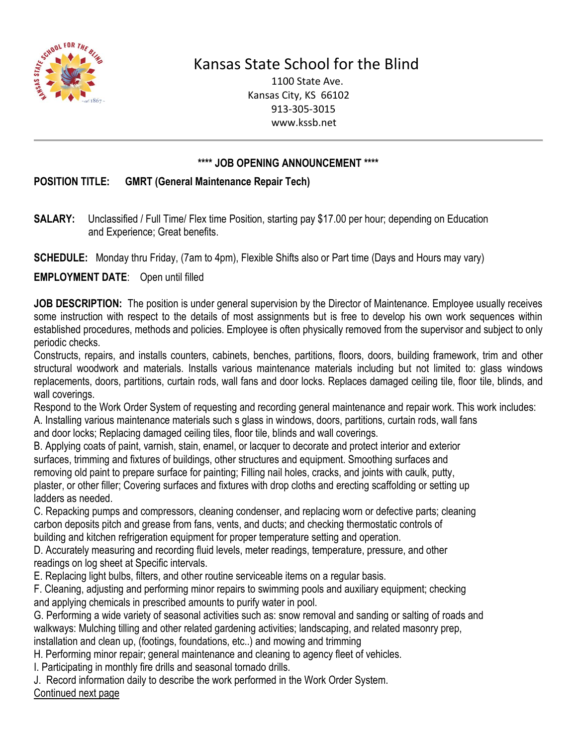# Kansas State School for the Blind

1100 State Ave.
Kansas City, KS 66102
913-305-3015
www.kssb.net

---

## \*\*\*\* JOB OPENING ANNOUNCEMENT \*\*\*\*

**POSITION TITLE:** **GMRT (General Maintenance Repair Tech)**

**SALARY:** Unclassified / Full Time/ Flex time Position, starting pay $17.00 per hour; depending on Education and Experience; Great benefits.

**SCHEDULE:** Monday thru Friday, (7am to 4pm), Flexible Shifts also or Part time (Days and Hours may vary)

**EMPLOYMENT DATE**: Open until filled

**JOB DESCRIPTION:** The position is under general supervision by the Director of Maintenance. Employee usually receives some instruction with respect to the details of most assignments but is free to develop his own work sequences within established procedures, methods and policies. Employee is often physically removed from the supervisor and subject to only periodic checks.

Constructs, repairs, and installs counters, cabinets, benches, partitions, floors, doors, building framework, trim and other structural woodwork and materials. Installs various maintenance materials including but not limited to: glass windows replacements, doors, partitions, curtain rods, wall fans and door locks. Replaces damaged ceiling tile, floor tile, blinds, and wall coverings.

Respond to the Work Order System of requesting and recording general maintenance and repair work. This work includes:

A. Installing various maintenance materials such s glass in windows, doors, partitions, curtain rods, wall fans and door locks; Replacing damaged ceiling tiles, floor tile, blinds and wall coverings.

B. Applying coats of paint, varnish, stain, enamel, or lacquer to decorate and protect interior and exterior surfaces, trimming and fixtures of buildings, other structures and equipment. Smoothing surfaces and removing old paint to prepare surface for painting; Filling nail holes, cracks, and joints with caulk, putty, plaster, or other filler; Covering surfaces and fixtures with drop cloths and erecting scaffolding or setting up ladders as needed.

C. Repacking pumps and compressors, cleaning condenser, and replacing worn or defective parts; cleaning carbon deposits pitch and grease from fans, vents, and ducts; and checking thermostatic controls of building and kitchen refrigeration equipment for proper temperature setting and operation.

D. Accurately measuring and recording fluid levels, meter readings, temperature, pressure, and other readings on log sheet at Specific intervals.

E. Replacing light bulbs, filters, and other routine serviceable items on a regular basis.

F. Cleaning, adjusting and performing minor repairs to swimming pools and auxiliary equipment; checking and applying chemicals in prescribed amounts to purify water in pool.

G. Performing a wide variety of seasonal activities such as: snow removal and sanding or salting of roads and walkways: Mulching tilling and other related gardening activities; landscaping, and related masonry prep, installation and clean up, (footings, foundations, etc..) and mowing and trimming

H. Performing minor repair; general maintenance and cleaning to agency fleet of vehicles.

I. Participating in monthly fire drills and seasonal tornado drills.

J. Record information daily to describe the work performed in the Work Order System.

<u>Continued next page</u>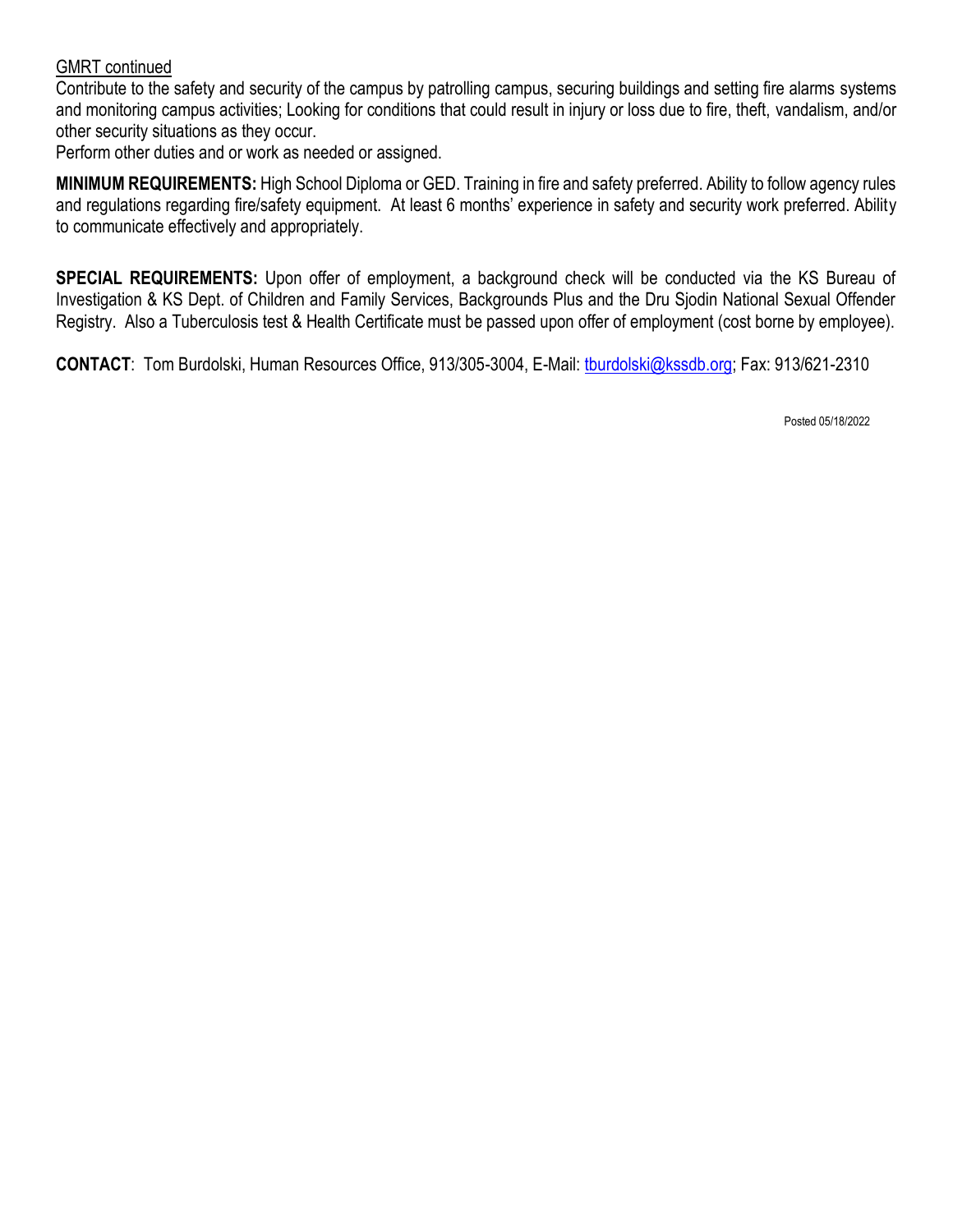GMRT continued

Contribute to the safety and security of the campus by patrolling campus, securing buildings and setting fire alarms systems and monitoring campus activities; Looking for conditions that could result in injury or loss due to fire, theft, vandalism, and/or other security situations as they occur.

Perform other duties and or work as needed or assigned.

**MINIMUM REQUIREMENTS:** High School Diploma or GED. Training in fire and safety preferred. Ability to follow agency rules and regulations regarding fire/safety equipment. At least 6 months' experience in safety and security work preferred. Ability to communicate effectively and appropriately.

**SPECIAL REQUIREMENTS:** Upon offer of employment, a background check will be conducted via the KS Bureau of Investigation & KS Dept. of Children and Family Services, Backgrounds Plus and the Dru Sjodin National Sexual Offender Registry. Also a Tuberculosis test & Health Certificate must be passed upon offer of employment (cost borne by employee).

**CONTACT**: Tom Burdolski, Human Resources Office, 913/305-3004, E-Mail: tburdolski@kssdb.org; Fax: 913/621-2310

Posted 05/18/2022